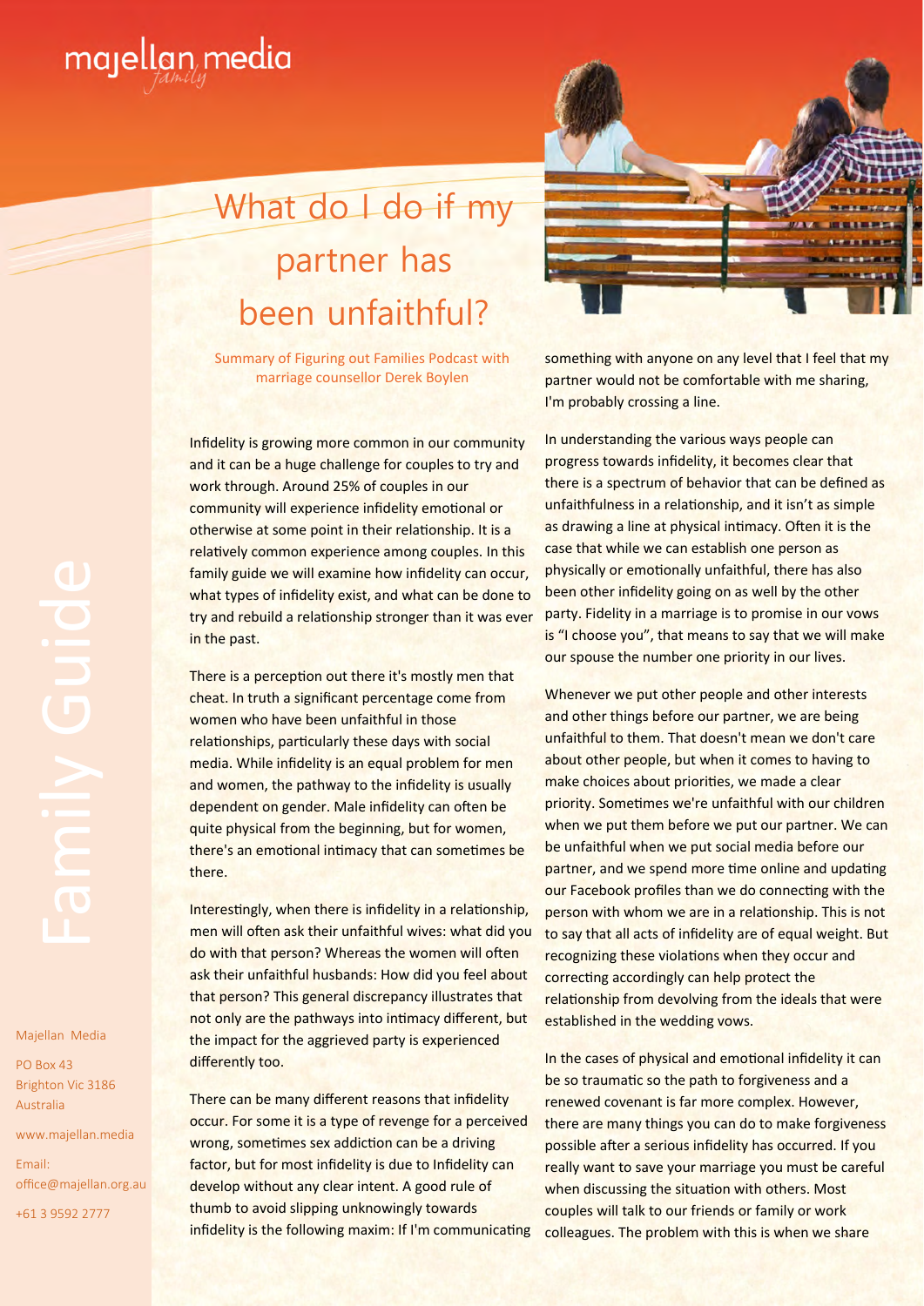# What do I do if my partner has been unfaithful?

Summary of Figuring out Families Podcast with marriage counsellor Derek Boylen

Infidelity is growing more common in our community and it can be a huge challenge for couples to try and work through. Around 25% of couples in our community will experience infidelity emotional or otherwise at some point in their relationship. It is a relatively common experience among couples. In this family guide we will examine how infidelity can occur, what types of infidelity exist, and what can be done to try and rebuild a relationship stronger than it was ever in the past.

There is a perception out there it's mostly men that cheat. In truth a significant percentage come from women who have been unfaithful in those relationships, particularly these days with social media. While infidelity is an equal problem for men and women, the pathway to the infidelity is usually dependent on gender. Male infidelity can often be quite physical from the beginning, but for women, there's an emotional intimacy that can sometimes be there.

Interestingly, when there is infidelity in a relationship, men will often ask their unfaithful wives: what did you do with that person? Whereas the women will often ask their unfaithful husbands: How did you feel about that person? This general discrepancy illustrates that not only are the pathways into intimacy different, but the impact for the aggrieved party is experienced differently too.

There can be many different reasons that infidelity occur. For some it is a type of revenge for a perceived wrong, sometimes sex addiction can be a driving factor, but for most infidelity is due to Infidelity can develop without any clear intent. A good rule of thumb to avoid slipping unknowingly towards infidelity is the following maxim: If I'm communicating something with anyone on any level that I feel that my partner would not be comfortable with me sharing, I'm probably crossing a line.

In understanding the various ways people can progress towards infidelity, it becomes clear that there is a spectrum of behavior that can be defined as unfaithfulness in a relationship, and it isn't as simple as drawing a line at physical intimacy. Often it is the case that while we can establish one person as physically or emotionally unfaithful, there has also been other infidelity going on as well by the other party. Fidelity in a marriage is to promise in our vows is "I choose you", that means to say that we will make our spouse the number one priority in our lives.

Whenever we put other people and other interests and other things before our partner, we are being unfaithful to them. That doesn't mean we don't care about other people, but when it comes to having to make choices about priorities, we made a clear priority. Sometimes we're unfaithful with our children when we put them before we put our partner. We can be unfaithful when we put social media before our partner, and we spend more time online and updating our Facebook profiles than we do connecting with the person with whom we are in a relationship. This is not to say that all acts of infidelity are of equal weight. But recognizing these violations when they occur and correcting accordingly can help protect the relationship from devolving from the ideals that were established in the wedding vows.

In the cases of physical and emotional infidelity it can be so traumatic so the path to forgiveness and a renewed covenant is far more complex. However, there are many things you can do to make forgiveness possible after a serious infidelity has occurred. If you really want to save your marriage you must be careful when discussing the situation with others. Most couples will talk to our friends or family or work colleagues. The problem with this is when we share

Majellan Media

PO Box 43
Brighton Vic 3186
Australia

www.majellan.media

Email: office@majellan.org.au

+61 3 9592 2777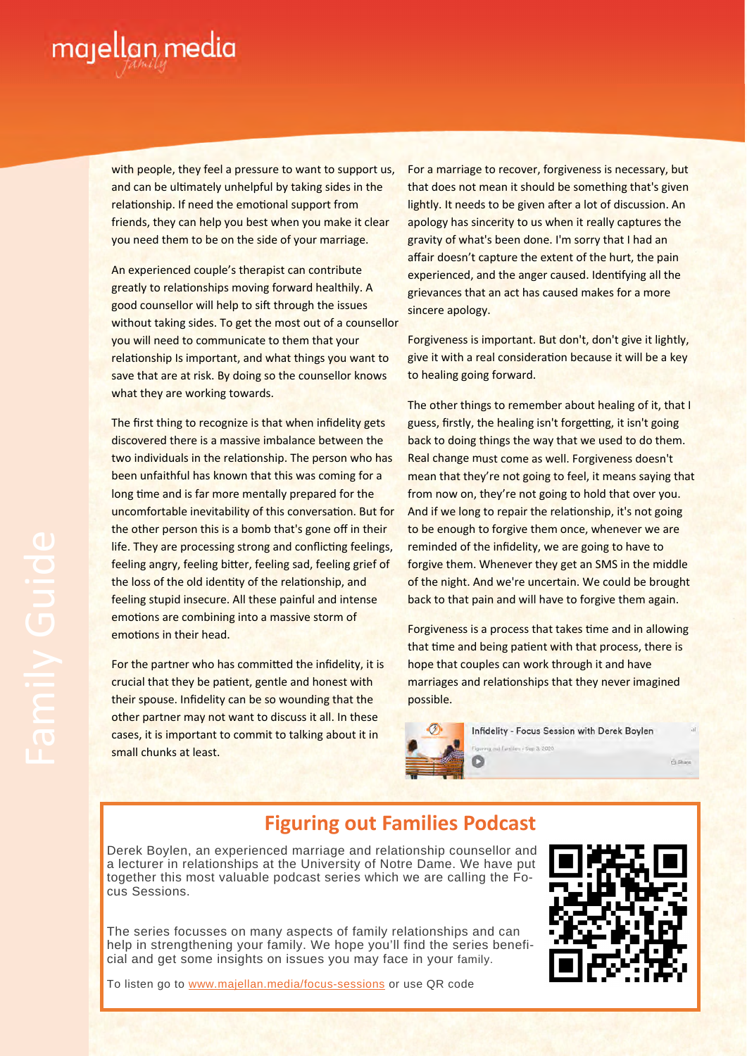with people, they feel a pressure to want to support us, and can be ultimately unhelpful by taking sides in the relationship. If need the emotional support from friends, they can help you best when you make it clear you need them to be on the side of your marriage.

An experienced couple's therapist can contribute greatly to relationships moving forward healthily. A good counsellor will help to sift through the issues without taking sides. To get the most out of a counsellor you will need to communicate to them that your relationship Is important, and what things you want to save that are at risk. By doing so the counsellor knows what they are working towards.

The first thing to recognize is that when infidelity gets discovered there is a massive imbalance between the two individuals in the relationship. The person who has been unfaithful has known that this was coming for a long time and is far more mentally prepared for the uncomfortable inevitability of this conversation. But for the other person this is a bomb that's gone off in their life. They are processing strong and conflicting feelings, feeling angry, feeling bitter, feeling sad, feeling grief of the loss of the old identity of the relationship, and feeling stupid insecure. All these painful and intense emotions are combining into a massive storm of emotions in their head.

For the partner who has committed the infidelity, it is crucial that they be patient, gentle and honest with their spouse. Infidelity can be so wounding that the other partner may not want to discuss it all. In these cases, it is important to commit to talking about it in small chunks at least.

For a marriage to recover, forgiveness is necessary, but that does not mean it should be something that's given lightly. It needs to be given after a lot of discussion. An apology has sincerity to us when it really captures the gravity of what's been done. I'm sorry that I had an affair doesn't capture the extent of the hurt, the pain experienced, and the anger caused. Identifying all the grievances that an act has caused makes for a more sincere apology.

Forgiveness is important. But don't, don't give it lightly, give it with a real consideration because it will be a key to healing going forward.

The other things to remember about healing of it, that I guess, firstly, the healing isn't forgetting, it isn't going back to doing things the way that we used to do them. Real change must come as well. Forgiveness doesn't mean that they're not going to feel, it means saying that from now on, they're not going to hold that over you. And if we long to repair the relationship, it's not going to be enough to forgive them once, whenever we are reminded of the infidelity, we are going to have to forgive them. Whenever they get an SMS in the middle of the night. And we're uncertain. We could be brought back to that pain and will have to forgive them again.

Forgiveness is a process that takes time and in allowing that time and being patient with that process, there is hope that couples can work through it and have marriages and relationships that they never imagined possible.

Infidelity - Focus Session with Derek Boylen

Figuring out Families · Sep 3, 2020

## Figuring out Families Podcast

Derek Boylen, an experienced marriage and relationship counsellor and a lecturer in relationships at the University of Notre Dame. We have put together this most valuable podcast series which we are calling the Focus Sessions.

The series focusses on many aspects of family relationships and can help in strengthening your family. We hope you'll find the series beneficial and get some insights on issues you may face in your family.

To listen go to www.majellan.media/focus-sessions or use QR code